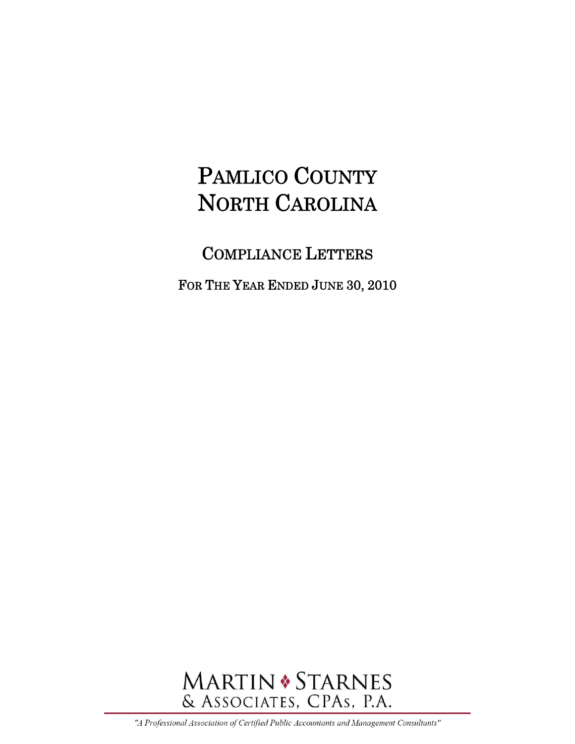# Pamlico County North Carolina

## Compliance Letters

### For The Year Ended June 30, 2010

MARTIN ❖ STARNES
& ASSOCIATES, CPAs, P.A.

*"A Professional Association of Certified Public Accountants and Management Consultants"*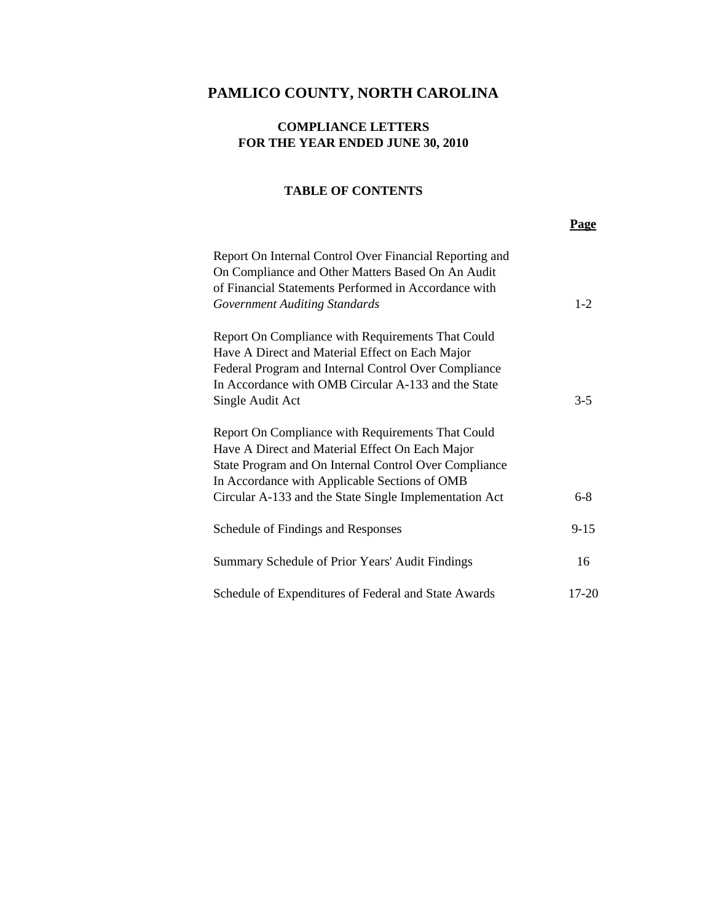# PAMLICO COUNTY, NORTH CAROLINA

## COMPLIANCE LETTERS
## FOR THE YEAR ENDED JUNE 30, 2010

### TABLE OF CONTENTS

| | **Page** |
|---|---|
| Report On Internal Control Over Financial Reporting and On Compliance and Other Matters Based On An Audit of Financial Statements Performed in Accordance with *Government Auditing Standards* | 1-2 |
| Report On Compliance with Requirements That Could Have A Direct and Material Effect on Each Major Federal Program and Internal Control Over Compliance In Accordance with OMB Circular A-133 and the State Single Audit Act | 3-5 |
| Report On Compliance with Requirements That Could Have A Direct and Material Effect On Each Major State Program and On Internal Control Over Compliance In Accordance with Applicable Sections of OMB Circular A-133 and the State Single Implementation Act | 6-8 |
| Schedule of Findings and Responses | 9-15 |
| Summary Schedule of Prior Years' Audit Findings | 16 |
| Schedule of Expenditures of Federal and State Awards | 17-20 |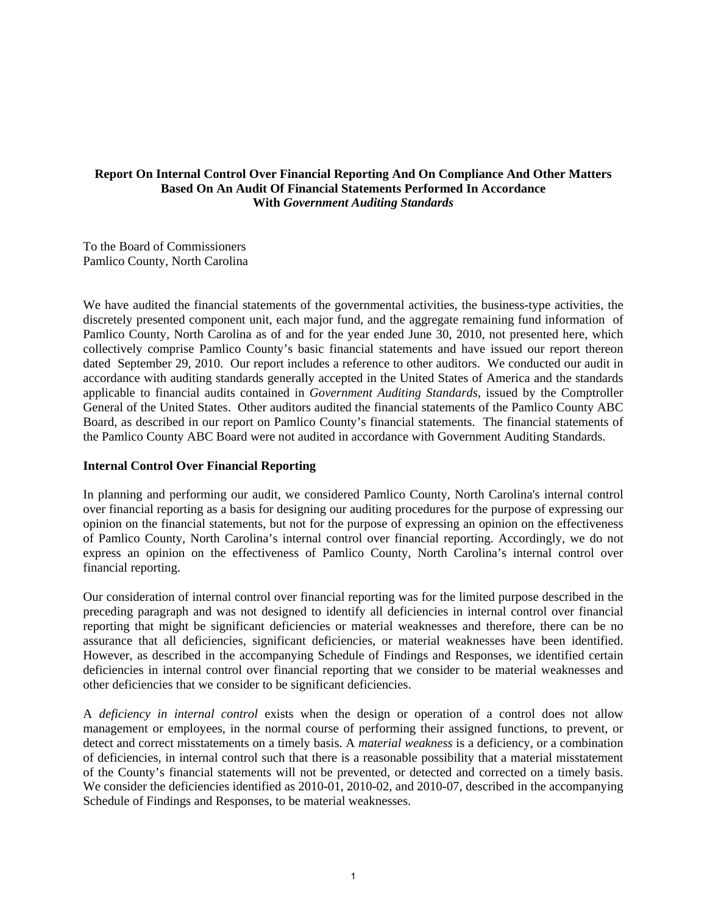**Report On Internal Control Over Financial Reporting And On Compliance And Other Matters Based On An Audit Of Financial Statements Performed In Accordance With *Government Auditing Standards***

To the Board of Commissioners
Pamlico County, North Carolina

We have audited the financial statements of the governmental activities, the business-type activities, the discretely presented component unit, each major fund, and the aggregate remaining fund information of Pamlico County, North Carolina as of and for the year ended June 30, 2010, not presented here, which collectively comprise Pamlico County's basic financial statements and have issued our report thereon dated September 29, 2010. Our report includes a reference to other auditors. We conducted our audit in accordance with auditing standards generally accepted in the United States of America and the standards applicable to financial audits contained in *Government Auditing Standards*, issued by the Comptroller General of the United States. Other auditors audited the financial statements of the Pamlico County ABC Board, as described in our report on Pamlico County's financial statements. The financial statements of the Pamlico County ABC Board were not audited in accordance with Government Auditing Standards.

**Internal Control Over Financial Reporting**

In planning and performing our audit, we considered Pamlico County, North Carolina's internal control over financial reporting as a basis for designing our auditing procedures for the purpose of expressing our opinion on the financial statements, but not for the purpose of expressing an opinion on the effectiveness of Pamlico County, North Carolina's internal control over financial reporting. Accordingly, we do not express an opinion on the effectiveness of Pamlico County, North Carolina's internal control over financial reporting.

Our consideration of internal control over financial reporting was for the limited purpose described in the preceding paragraph and was not designed to identify all deficiencies in internal control over financial reporting that might be significant deficiencies or material weaknesses and therefore, there can be no assurance that all deficiencies, significant deficiencies, or material weaknesses have been identified. However, as described in the accompanying Schedule of Findings and Responses, we identified certain deficiencies in internal control over financial reporting that we consider to be material weaknesses and other deficiencies that we consider to be significant deficiencies.

A *deficiency in internal control* exists when the design or operation of a control does not allow management or employees, in the normal course of performing their assigned functions, to prevent, or detect and correct misstatements on a timely basis. A *material weakness* is a deficiency, or a combination of deficiencies, in internal control such that there is a reasonable possibility that a material misstatement of the County's financial statements will not be prevented, or detected and corrected on a timely basis. We consider the deficiencies identified as 2010-01, 2010-02, and 2010-07, described in the accompanying Schedule of Findings and Responses, to be material weaknesses.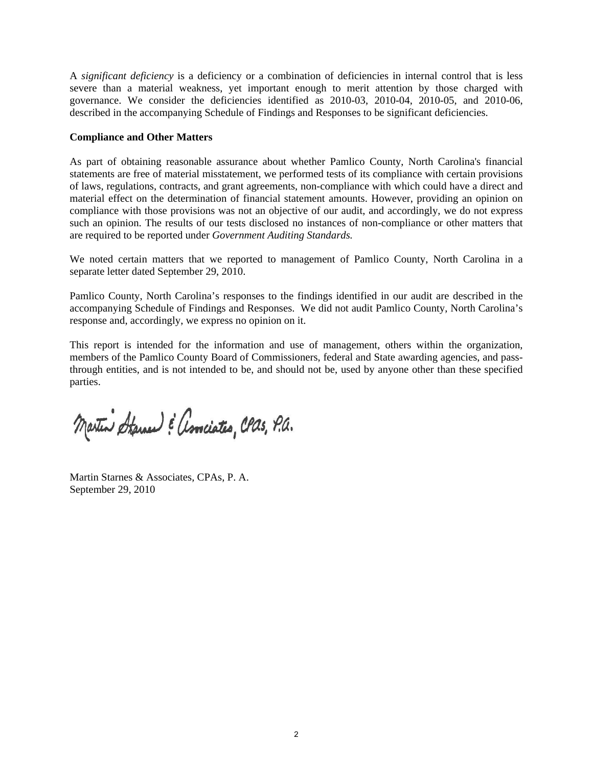A *significant deficiency* is a deficiency or a combination of deficiencies in internal control that is less severe than a material weakness, yet important enough to merit attention by those charged with governance. We consider the deficiencies identified as 2010-03, 2010-04, 2010-05, and 2010-06, described in the accompanying Schedule of Findings and Responses to be significant deficiencies.

**Compliance and Other Matters**

As part of obtaining reasonable assurance about whether Pamlico County, North Carolina's financial statements are free of material misstatement, we performed tests of its compliance with certain provisions of laws, regulations, contracts, and grant agreements, non-compliance with which could have a direct and material effect on the determination of financial statement amounts. However, providing an opinion on compliance with those provisions was not an objective of our audit, and accordingly, we do not express such an opinion. The results of our tests disclosed no instances of non-compliance or other matters that are required to be reported under *Government Auditing Standards.*

We noted certain matters that we reported to management of Pamlico County, North Carolina in a separate letter dated September 29, 2010.

Pamlico County, North Carolina's responses to the findings identified in our audit are described in the accompanying Schedule of Findings and Responses. We did not audit Pamlico County, North Carolina's response and, accordingly, we express no opinion on it.

This report is intended for the information and use of management, others within the organization, members of the Pamlico County Board of Commissioners, federal and State awarding agencies, and pass-through entities, and is not intended to be, and should not be, used by anyone other than these specified parties.

Martin Starnes & Associates, CPAs, P.A.

Martin Starnes & Associates, CPAs, P. A.
September 29, 2010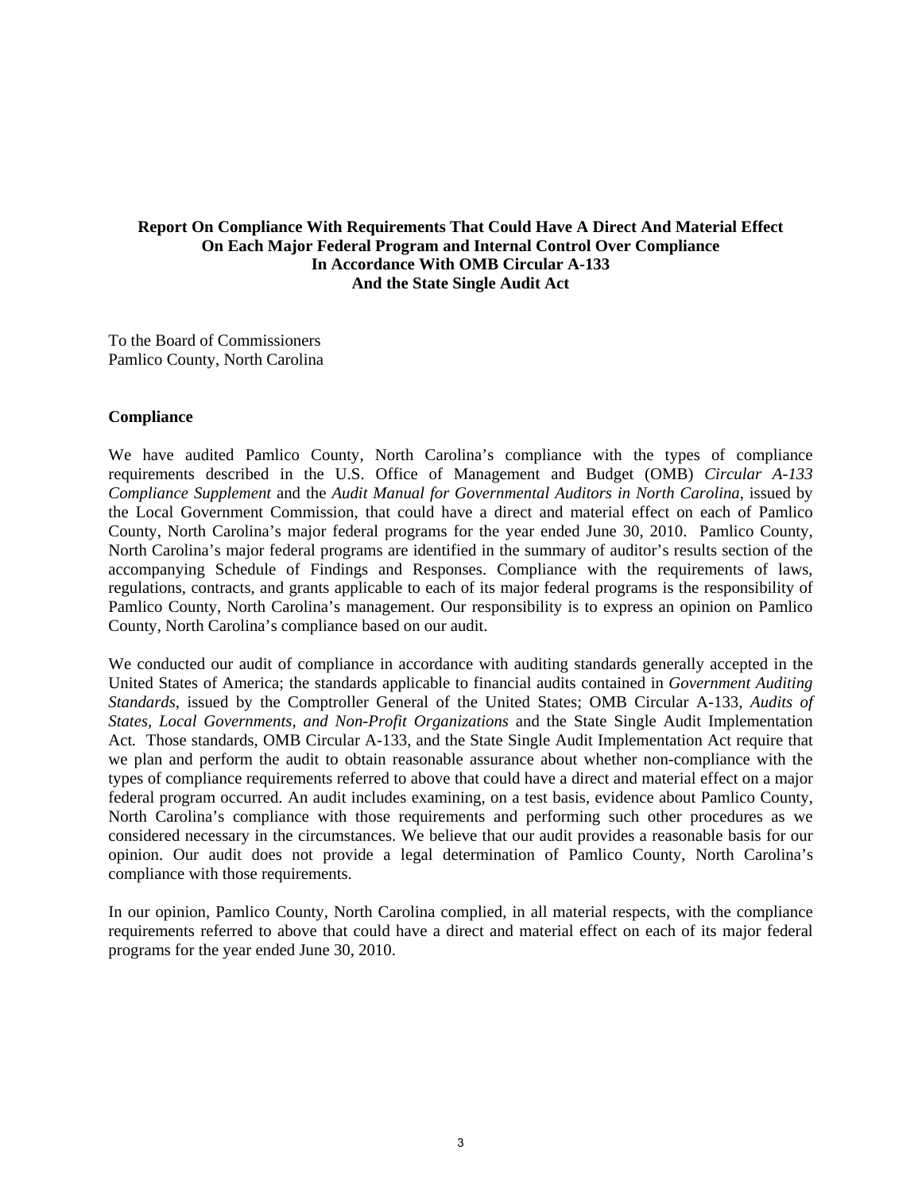**Report On Compliance With Requirements That Could Have A Direct And Material Effect On Each Major Federal Program and Internal Control Over Compliance In Accordance With OMB Circular A-133 And the State Single Audit Act**

To the Board of Commissioners
Pamlico County, North Carolina

**Compliance**

We have audited Pamlico County, North Carolina's compliance with the types of compliance requirements described in the U.S. Office of Management and Budget (OMB) *Circular A-133 Compliance Supplement* and the *Audit Manual for Governmental Auditors in North Carolina*, issued by the Local Government Commission, that could have a direct and material effect on each of Pamlico County, North Carolina's major federal programs for the year ended June 30, 2010. Pamlico County, North Carolina's major federal programs are identified in the summary of auditor's results section of the accompanying Schedule of Findings and Responses. Compliance with the requirements of laws, regulations, contracts, and grants applicable to each of its major federal programs is the responsibility of Pamlico County, North Carolina's management. Our responsibility is to express an opinion on Pamlico County, North Carolina's compliance based on our audit.

We conducted our audit of compliance in accordance with auditing standards generally accepted in the United States of America; the standards applicable to financial audits contained in *Government Auditing Standards*, issued by the Comptroller General of the United States; OMB Circular A-133, *Audits of States, Local Governments, and Non-Profit Organizations* and the State Single Audit Implementation Act. Those standards, OMB Circular A-133, and the State Single Audit Implementation Act require that we plan and perform the audit to obtain reasonable assurance about whether non-compliance with the types of compliance requirements referred to above that could have a direct and material effect on a major federal program occurred. An audit includes examining, on a test basis, evidence about Pamlico County, North Carolina's compliance with those requirements and performing such other procedures as we considered necessary in the circumstances. We believe that our audit provides a reasonable basis for our opinion. Our audit does not provide a legal determination of Pamlico County, North Carolina's compliance with those requirements.

In our opinion, Pamlico County, North Carolina complied, in all material respects, with the compliance requirements referred to above that could have a direct and material effect on each of its major federal programs for the year ended June 30, 2010.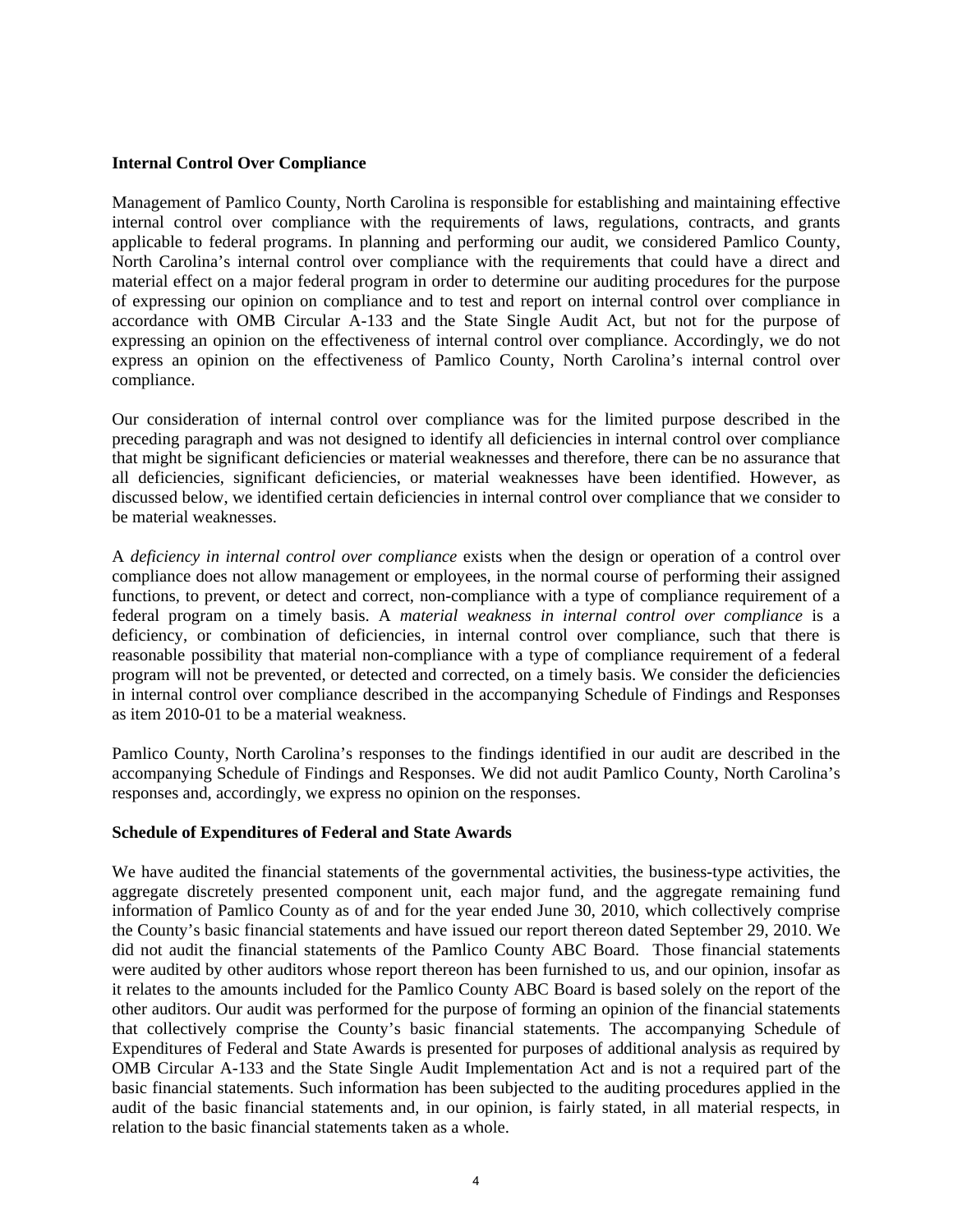**Internal Control Over Compliance**

Management of Pamlico County, North Carolina is responsible for establishing and maintaining effective internal control over compliance with the requirements of laws, regulations, contracts, and grants applicable to federal programs. In planning and performing our audit, we considered Pamlico County, North Carolina's internal control over compliance with the requirements that could have a direct and material effect on a major federal program in order to determine our auditing procedures for the purpose of expressing our opinion on compliance and to test and report on internal control over compliance in accordance with OMB Circular A-133 and the State Single Audit Act, but not for the purpose of expressing an opinion on the effectiveness of internal control over compliance. Accordingly, we do not express an opinion on the effectiveness of Pamlico County, North Carolina's internal control over compliance.

Our consideration of internal control over compliance was for the limited purpose described in the preceding paragraph and was not designed to identify all deficiencies in internal control over compliance that might be significant deficiencies or material weaknesses and therefore, there can be no assurance that all deficiencies, significant deficiencies, or material weaknesses have been identified. However, as discussed below, we identified certain deficiencies in internal control over compliance that we consider to be material weaknesses.

A *deficiency in internal control over compliance* exists when the design or operation of a control over compliance does not allow management or employees, in the normal course of performing their assigned functions, to prevent, or detect and correct, non-compliance with a type of compliance requirement of a federal program on a timely basis. A *material weakness in internal control over compliance* is a deficiency, or combination of deficiencies, in internal control over compliance, such that there is reasonable possibility that material non-compliance with a type of compliance requirement of a federal program will not be prevented, or detected and corrected, on a timely basis. We consider the deficiencies in internal control over compliance described in the accompanying Schedule of Findings and Responses as item 2010-01 to be a material weakness.

Pamlico County, North Carolina's responses to the findings identified in our audit are described in the accompanying Schedule of Findings and Responses. We did not audit Pamlico County, North Carolina's responses and, accordingly, we express no opinion on the responses.

**Schedule of Expenditures of Federal and State Awards**

We have audited the financial statements of the governmental activities, the business-type activities, the aggregate discretely presented component unit, each major fund, and the aggregate remaining fund information of Pamlico County as of and for the year ended June 30, 2010, which collectively comprise the County's basic financial statements and have issued our report thereon dated September 29, 2010. We did not audit the financial statements of the Pamlico County ABC Board. Those financial statements were audited by other auditors whose report thereon has been furnished to us, and our opinion, insofar as it relates to the amounts included for the Pamlico County ABC Board is based solely on the report of the other auditors. Our audit was performed for the purpose of forming an opinion of the financial statements that collectively comprise the County's basic financial statements. The accompanying Schedule of Expenditures of Federal and State Awards is presented for purposes of additional analysis as required by OMB Circular A-133 and the State Single Audit Implementation Act and is not a required part of the basic financial statements. Such information has been subjected to the auditing procedures applied in the audit of the basic financial statements and, in our opinion, is fairly stated, in all material respects, in relation to the basic financial statements taken as a whole.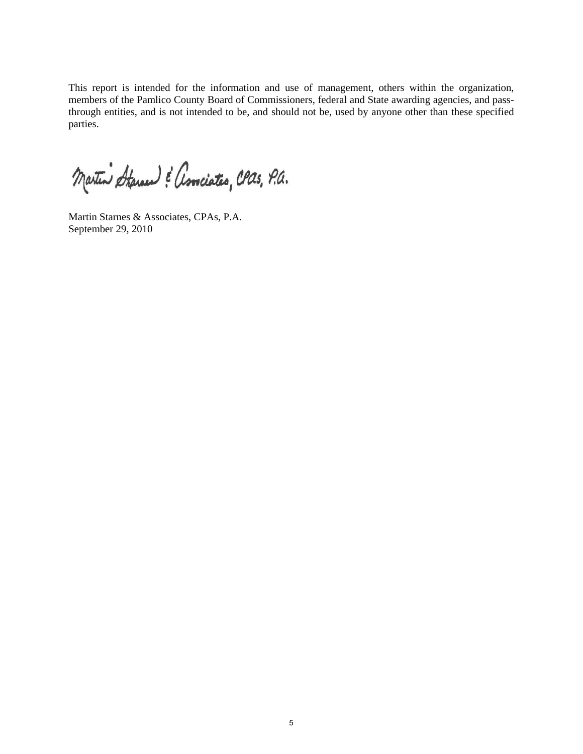This report is intended for the information and use of management, others within the organization, members of the Pamlico County Board of Commissioners, federal and State awarding agencies, and pass-through entities, and is not intended to be, and should not be, used by anyone other than these specified parties.

Martin Starnes & Associates, CPAs, P.A.

Martin Starnes & Associates, CPAs, P.A.
September 29, 2010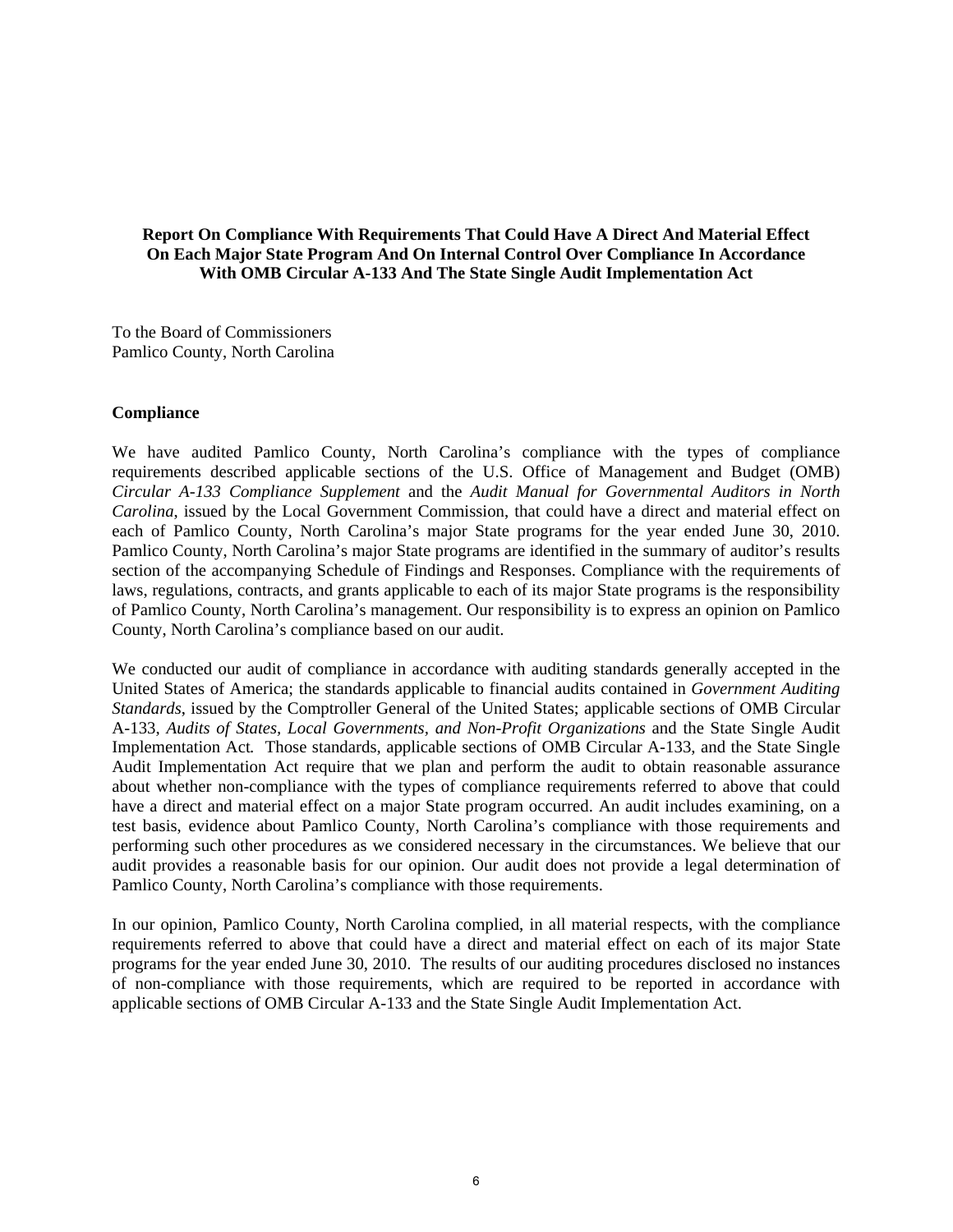**Report On Compliance With Requirements That Could Have A Direct And Material Effect On Each Major State Program And On Internal Control Over Compliance In Accordance With OMB Circular A-133 And The State Single Audit Implementation Act**

To the Board of Commissioners
Pamlico County, North Carolina

**Compliance**

We have audited Pamlico County, North Carolina's compliance with the types of compliance requirements described applicable sections of the U.S. Office of Management and Budget (OMB) *Circular A-133 Compliance Supplement* and the *Audit Manual for Governmental Auditors in North Carolina*, issued by the Local Government Commission, that could have a direct and material effect on each of Pamlico County, North Carolina's major State programs for the year ended June 30, 2010. Pamlico County, North Carolina's major State programs are identified in the summary of auditor's results section of the accompanying Schedule of Findings and Responses. Compliance with the requirements of laws, regulations, contracts, and grants applicable to each of its major State programs is the responsibility of Pamlico County, North Carolina's management. Our responsibility is to express an opinion on Pamlico County, North Carolina's compliance based on our audit.

We conducted our audit of compliance in accordance with auditing standards generally accepted in the United States of America; the standards applicable to financial audits contained in *Government Auditing Standards*, issued by the Comptroller General of the United States; applicable sections of OMB Circular A-133, *Audits of States, Local Governments, and Non-Profit Organizations* and the State Single Audit Implementation Act. Those standards, applicable sections of OMB Circular A-133, and the State Single Audit Implementation Act require that we plan and perform the audit to obtain reasonable assurance about whether non-compliance with the types of compliance requirements referred to above that could have a direct and material effect on a major State program occurred. An audit includes examining, on a test basis, evidence about Pamlico County, North Carolina's compliance with those requirements and performing such other procedures as we considered necessary in the circumstances. We believe that our audit provides a reasonable basis for our opinion. Our audit does not provide a legal determination of Pamlico County, North Carolina's compliance with those requirements.

In our opinion, Pamlico County, North Carolina complied, in all material respects, with the compliance requirements referred to above that could have a direct and material effect on each of its major State programs for the year ended June 30, 2010. The results of our auditing procedures disclosed no instances of non-compliance with those requirements, which are required to be reported in accordance with applicable sections of OMB Circular A-133 and the State Single Audit Implementation Act.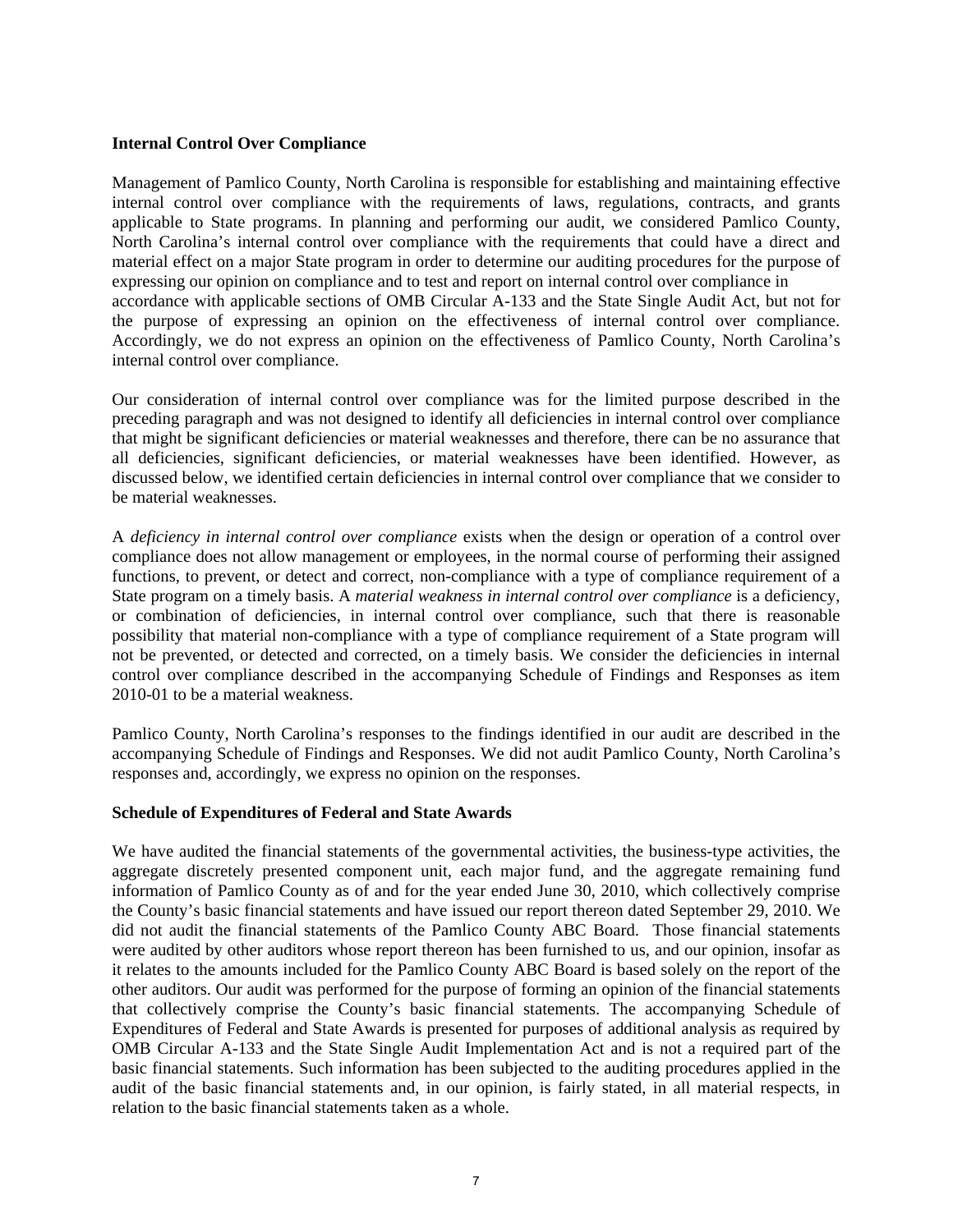**Internal Control Over Compliance**

Management of Pamlico County, North Carolina is responsible for establishing and maintaining effective internal control over compliance with the requirements of laws, regulations, contracts, and grants applicable to State programs. In planning and performing our audit, we considered Pamlico County, North Carolina's internal control over compliance with the requirements that could have a direct and material effect on a major State program in order to determine our auditing procedures for the purpose of expressing our opinion on compliance and to test and report on internal control over compliance in accordance with applicable sections of OMB Circular A-133 and the State Single Audit Act, but not for the purpose of expressing an opinion on the effectiveness of internal control over compliance. Accordingly, we do not express an opinion on the effectiveness of Pamlico County, North Carolina's internal control over compliance.

Our consideration of internal control over compliance was for the limited purpose described in the preceding paragraph and was not designed to identify all deficiencies in internal control over compliance that might be significant deficiencies or material weaknesses and therefore, there can be no assurance that all deficiencies, significant deficiencies, or material weaknesses have been identified. However, as discussed below, we identified certain deficiencies in internal control over compliance that we consider to be material weaknesses.

A *deficiency in internal control over compliance* exists when the design or operation of a control over compliance does not allow management or employees, in the normal course of performing their assigned functions, to prevent, or detect and correct, non-compliance with a type of compliance requirement of a State program on a timely basis. A *material weakness in internal control over compliance* is a deficiency, or combination of deficiencies, in internal control over compliance, such that there is reasonable possibility that material non-compliance with a type of compliance requirement of a State program will not be prevented, or detected and corrected, on a timely basis. We consider the deficiencies in internal control over compliance described in the accompanying Schedule of Findings and Responses as item 2010-01 to be a material weakness.

Pamlico County, North Carolina's responses to the findings identified in our audit are described in the accompanying Schedule of Findings and Responses. We did not audit Pamlico County, North Carolina's responses and, accordingly, we express no opinion on the responses.

**Schedule of Expenditures of Federal and State Awards**

We have audited the financial statements of the governmental activities, the business-type activities, the aggregate discretely presented component unit, each major fund, and the aggregate remaining fund information of Pamlico County as of and for the year ended June 30, 2010, which collectively comprise the County's basic financial statements and have issued our report thereon dated September 29, 2010. We did not audit the financial statements of the Pamlico County ABC Board. Those financial statements were audited by other auditors whose report thereon has been furnished to us, and our opinion, insofar as it relates to the amounts included for the Pamlico County ABC Board is based solely on the report of the other auditors. Our audit was performed for the purpose of forming an opinion of the financial statements that collectively comprise the County's basic financial statements. The accompanying Schedule of Expenditures of Federal and State Awards is presented for purposes of additional analysis as required by OMB Circular A-133 and the State Single Audit Implementation Act and is not a required part of the basic financial statements. Such information has been subjected to the auditing procedures applied in the audit of the basic financial statements and, in our opinion, is fairly stated, in all material respects, in relation to the basic financial statements taken as a whole.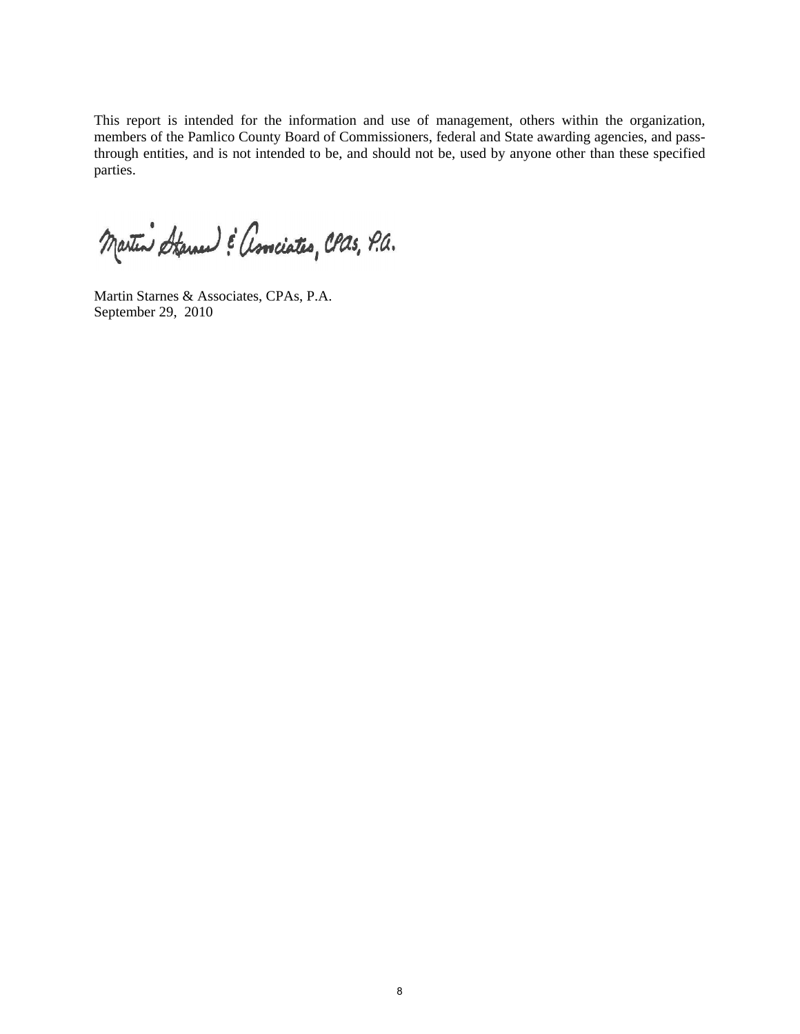This report is intended for the information and use of management, others within the organization, members of the Pamlico County Board of Commissioners, federal and State awarding agencies, and pass-through entities, and is not intended to be, and should not be, used by anyone other than these specified parties.

Martin Starnes & Associates, CPAs, P.A.

Martin Starnes & Associates, CPAs, P.A.
September 29, 2010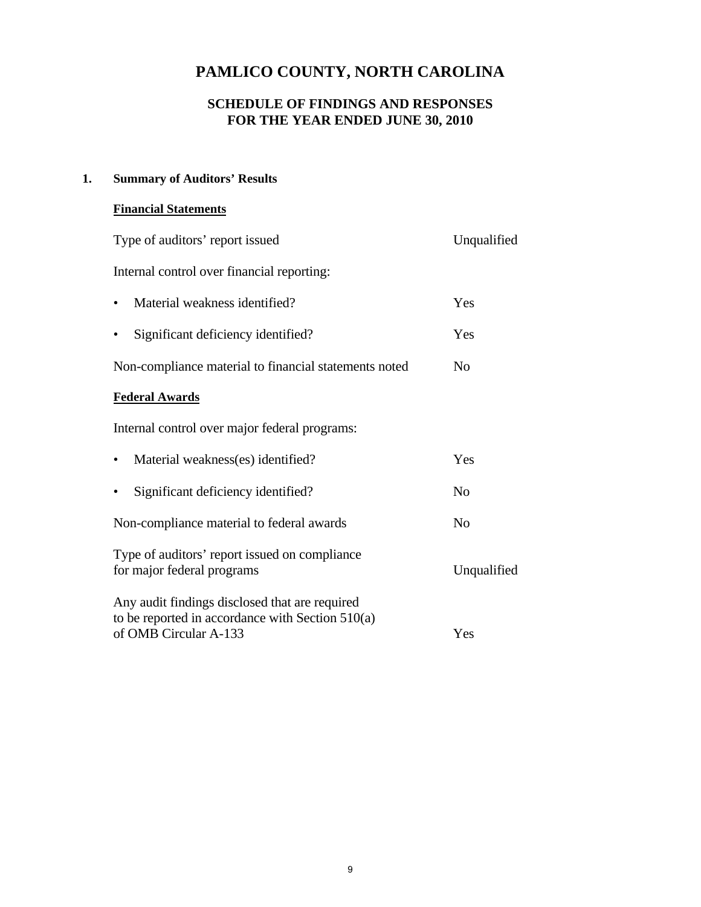# PAMLICO COUNTY, NORTH CAROLINA

## SCHEDULE OF FINDINGS AND RESPONSES
## FOR THE YEAR ENDED JUNE 30, 2010

**1. Summary of Auditors' Results**

**Financial Statements**

| | |
|---|---|
| Type of auditors' report issued | Unqualified |
| Internal control over financial reporting: | |
| • Material weakness identified? | Yes |
| • Significant deficiency identified? | Yes |
| Non-compliance material to financial statements noted | No |

**Federal Awards**

| | |
|---|---|
| Internal control over major federal programs: | |
| • Material weakness(es) identified? | Yes |
| • Significant deficiency identified? | No |
| Non-compliance material to federal awards | No |
| Type of auditors' report issued on compliance for major federal programs | Unqualified |
| Any audit findings disclosed that are required to be reported in accordance with Section 510(a) of OMB Circular A-133 | Yes |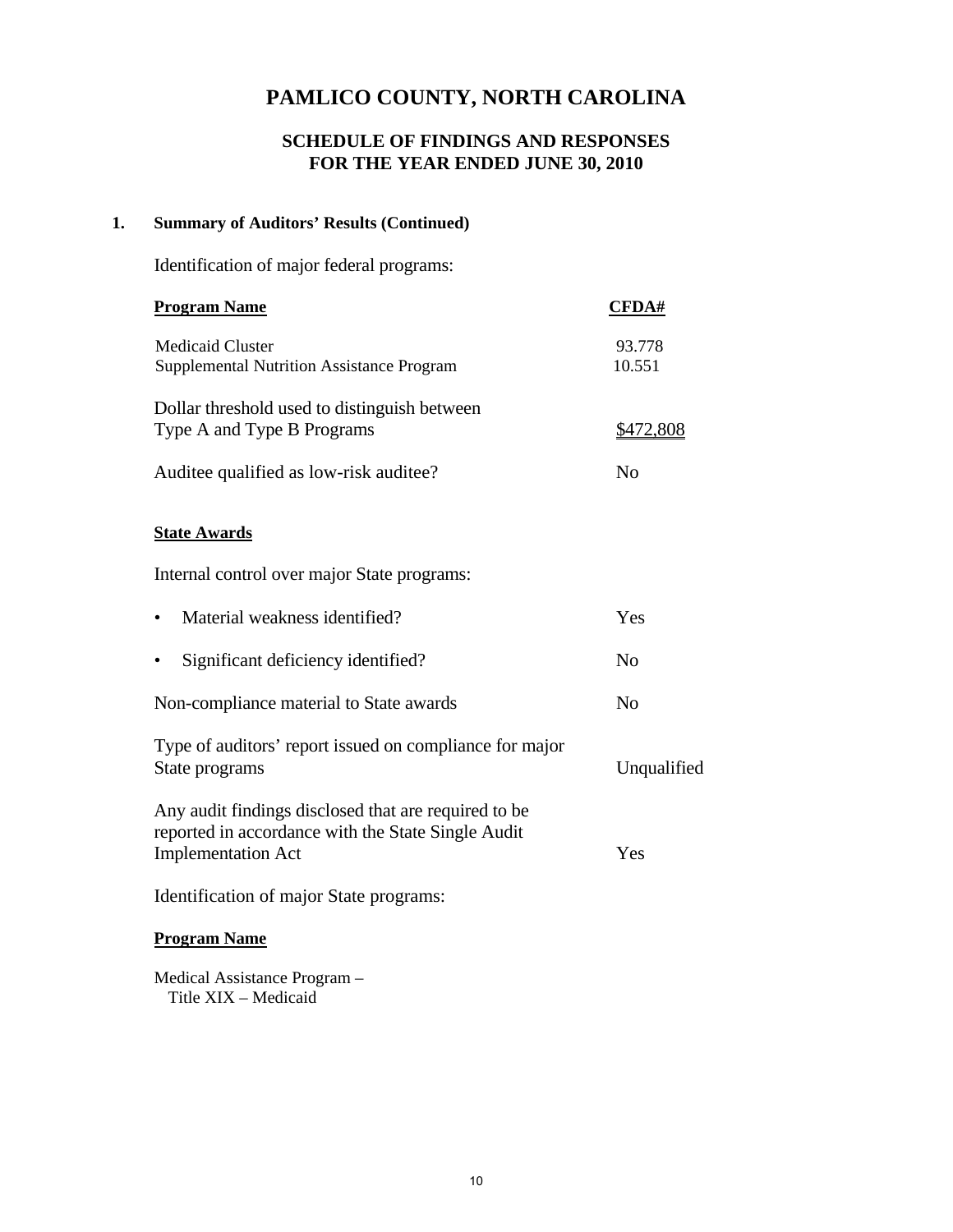# PAMLICO COUNTY, NORTH CAROLINA

## SCHEDULE OF FINDINGS AND RESPONSES
## FOR THE YEAR ENDED JUNE 30, 2010

**1. Summary of Auditors' Results (Continued)**

Identification of major federal programs:

| **Program Name** | **CFDA#** |
|---|---|
| Medicaid Cluster | 93.778 |
| Supplemental Nutrition Assistance Program | 10.551 |

| | |
|---|---|
| Dollar threshold used to distinguish between Type A and Type B Programs | $472,808 |
| Auditee qualified as low-risk auditee? | No |

**State Awards**

Internal control over major State programs:

| | |
|---|---|
| • Material weakness identified? | Yes |
| • Significant deficiency identified? | No |
| Non-compliance material to State awards | No |
| Type of auditors' report issued on compliance for major State programs | Unqualified |
| Any audit findings disclosed that are required to be reported in accordance with the State Single Audit Implementation Act | Yes |

Identification of major State programs:

**Program Name**

Medical Assistance Program –
Title XIX – Medicaid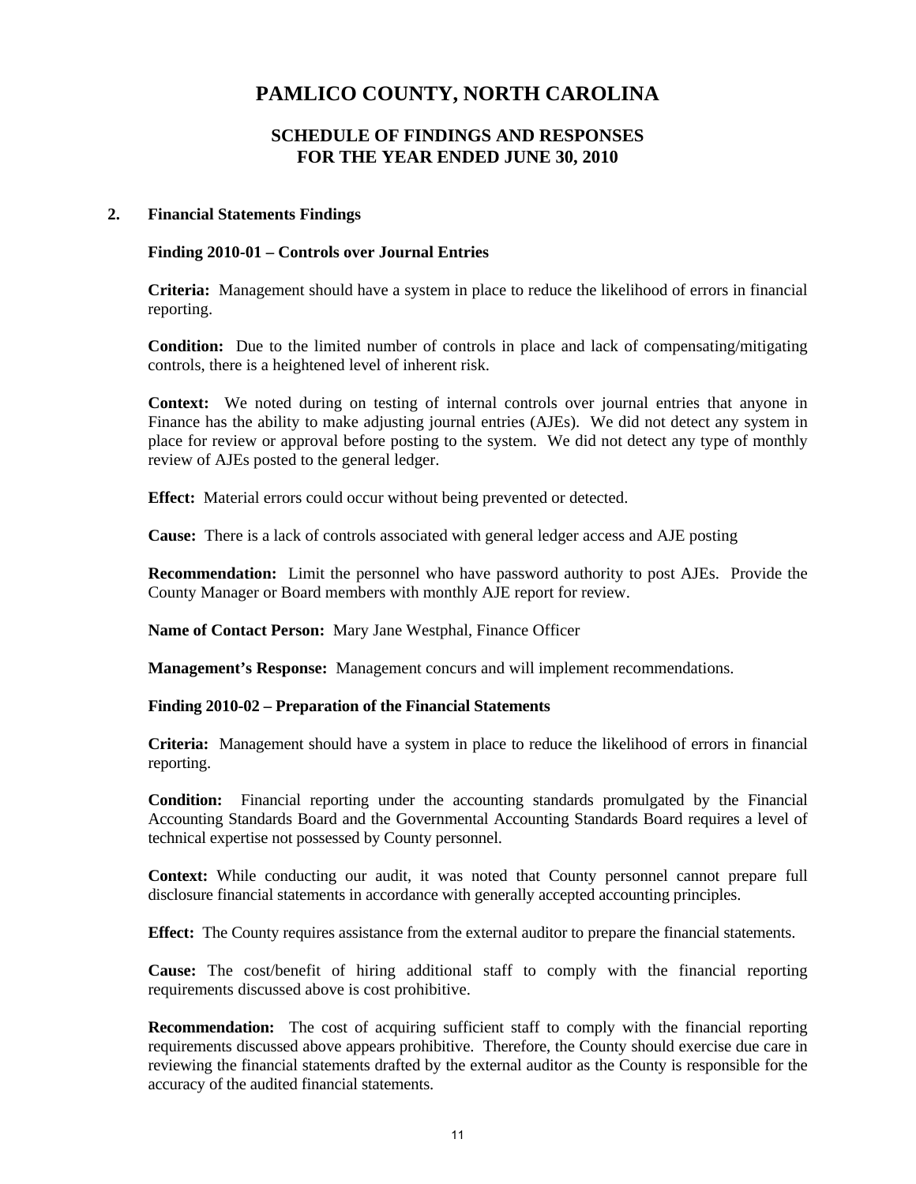# PAMLICO COUNTY, NORTH CAROLINA

## SCHEDULE OF FINDINGS AND RESPONSES FOR THE YEAR ENDED JUNE 30, 2010

### 2. Financial Statements Findings

**Finding 2010-01 – Controls over Journal Entries**

**Criteria:** Management should have a system in place to reduce the likelihood of errors in financial reporting.

**Condition:** Due to the limited number of controls in place and lack of compensating/mitigating controls, there is a heightened level of inherent risk.

**Context:** We noted during on testing of internal controls over journal entries that anyone in Finance has the ability to make adjusting journal entries (AJEs). We did not detect any system in place for review or approval before posting to the system. We did not detect any type of monthly review of AJEs posted to the general ledger.

**Effect:** Material errors could occur without being prevented or detected.

**Cause:** There is a lack of controls associated with general ledger access and AJE posting

**Recommendation:** Limit the personnel who have password authority to post AJEs. Provide the County Manager or Board members with monthly AJE report for review.

**Name of Contact Person:** Mary Jane Westphal, Finance Officer

**Management's Response:** Management concurs and will implement recommendations.

**Finding 2010-02 – Preparation of the Financial Statements**

**Criteria:** Management should have a system in place to reduce the likelihood of errors in financial reporting.

**Condition:** Financial reporting under the accounting standards promulgated by the Financial Accounting Standards Board and the Governmental Accounting Standards Board requires a level of technical expertise not possessed by County personnel.

**Context:** While conducting our audit, it was noted that County personnel cannot prepare full disclosure financial statements in accordance with generally accepted accounting principles.

**Effect:** The County requires assistance from the external auditor to prepare the financial statements.

**Cause:** The cost/benefit of hiring additional staff to comply with the financial reporting requirements discussed above is cost prohibitive.

**Recommendation:** The cost of acquiring sufficient staff to comply with the financial reporting requirements discussed above appears prohibitive. Therefore, the County should exercise due care in reviewing the financial statements drafted by the external auditor as the County is responsible for the accuracy of the audited financial statements.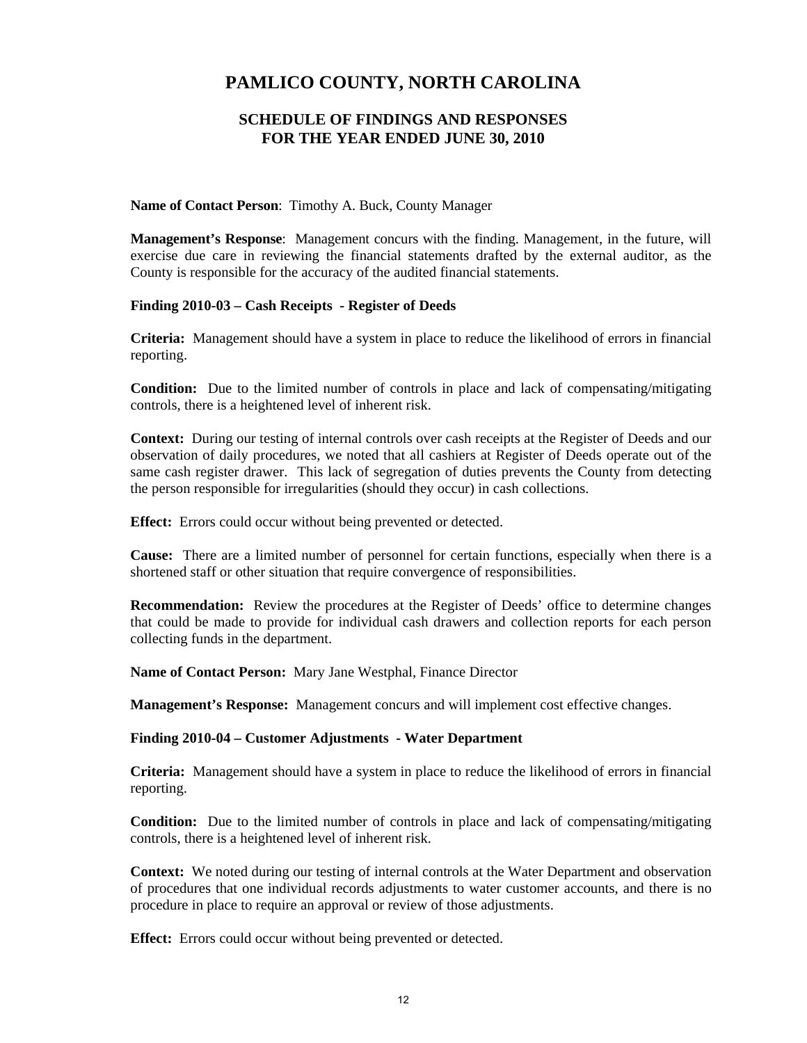# PAMLICO COUNTY, NORTH CAROLINA

## SCHEDULE OF FINDINGS AND RESPONSES
## FOR THE YEAR ENDED JUNE 30, 2010

**Name of Contact Person**: Timothy A. Buck, County Manager

**Management's Response**: Management concurs with the finding. Management, in the future, will exercise due care in reviewing the financial statements drafted by the external auditor, as the County is responsible for the accuracy of the audited financial statements.

**Finding 2010-03 – Cash Receipts - Register of Deeds**

**Criteria:** Management should have a system in place to reduce the likelihood of errors in financial reporting.

**Condition:** Due to the limited number of controls in place and lack of compensating/mitigating controls, there is a heightened level of inherent risk.

**Context:** During our testing of internal controls over cash receipts at the Register of Deeds and our observation of daily procedures, we noted that all cashiers at Register of Deeds operate out of the same cash register drawer. This lack of segregation of duties prevents the County from detecting the person responsible for irregularities (should they occur) in cash collections.

**Effect:** Errors could occur without being prevented or detected.

**Cause:** There are a limited number of personnel for certain functions, especially when there is a shortened staff or other situation that require convergence of responsibilities.

**Recommendation:** Review the procedures at the Register of Deeds' office to determine changes that could be made to provide for individual cash drawers and collection reports for each person collecting funds in the department.

**Name of Contact Person:** Mary Jane Westphal, Finance Director

**Management's Response:** Management concurs and will implement cost effective changes.

**Finding 2010-04 – Customer Adjustments - Water Department**

**Criteria:** Management should have a system in place to reduce the likelihood of errors in financial reporting.

**Condition:** Due to the limited number of controls in place and lack of compensating/mitigating controls, there is a heightened level of inherent risk.

**Context:** We noted during our testing of internal controls at the Water Department and observation of procedures that one individual records adjustments to water customer accounts, and there is no procedure in place to require an approval or review of those adjustments.

**Effect:** Errors could occur without being prevented or detected.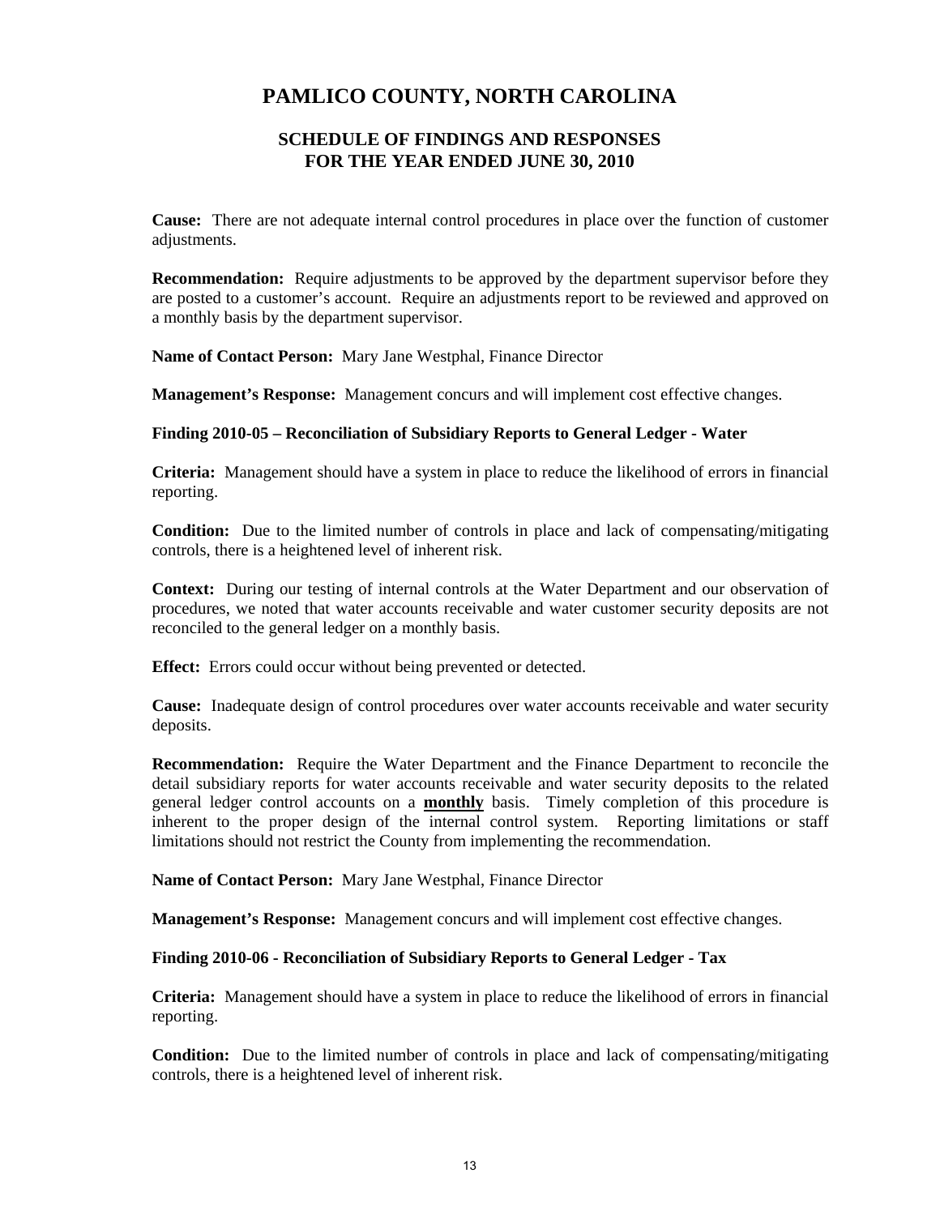# PAMLICO COUNTY, NORTH CAROLINA

## SCHEDULE OF FINDINGS AND RESPONSES
## FOR THE YEAR ENDED JUNE 30, 2010

**Cause:** There are not adequate internal control procedures in place over the function of customer adjustments.

**Recommendation:** Require adjustments to be approved by the department supervisor before they are posted to a customer's account. Require an adjustments report to be reviewed and approved on a monthly basis by the department supervisor.

**Name of Contact Person:** Mary Jane Westphal, Finance Director

**Management's Response:** Management concurs and will implement cost effective changes.

**Finding 2010-05 – Reconciliation of Subsidiary Reports to General Ledger - Water**

**Criteria:** Management should have a system in place to reduce the likelihood of errors in financial reporting.

**Condition:** Due to the limited number of controls in place and lack of compensating/mitigating controls, there is a heightened level of inherent risk.

**Context:** During our testing of internal controls at the Water Department and our observation of procedures, we noted that water accounts receivable and water customer security deposits are not reconciled to the general ledger on a monthly basis.

**Effect:** Errors could occur without being prevented or detected.

**Cause:** Inadequate design of control procedures over water accounts receivable and water security deposits.

**Recommendation:** Require the Water Department and the Finance Department to reconcile the detail subsidiary reports for water accounts receivable and water security deposits to the related general ledger control accounts on a **monthly** basis. Timely completion of this procedure is inherent to the proper design of the internal control system. Reporting limitations or staff limitations should not restrict the County from implementing the recommendation.

**Name of Contact Person:** Mary Jane Westphal, Finance Director

**Management's Response:** Management concurs and will implement cost effective changes.

**Finding 2010-06 - Reconciliation of Subsidiary Reports to General Ledger - Tax**

**Criteria:** Management should have a system in place to reduce the likelihood of errors in financial reporting.

**Condition:** Due to the limited number of controls in place and lack of compensating/mitigating controls, there is a heightened level of inherent risk.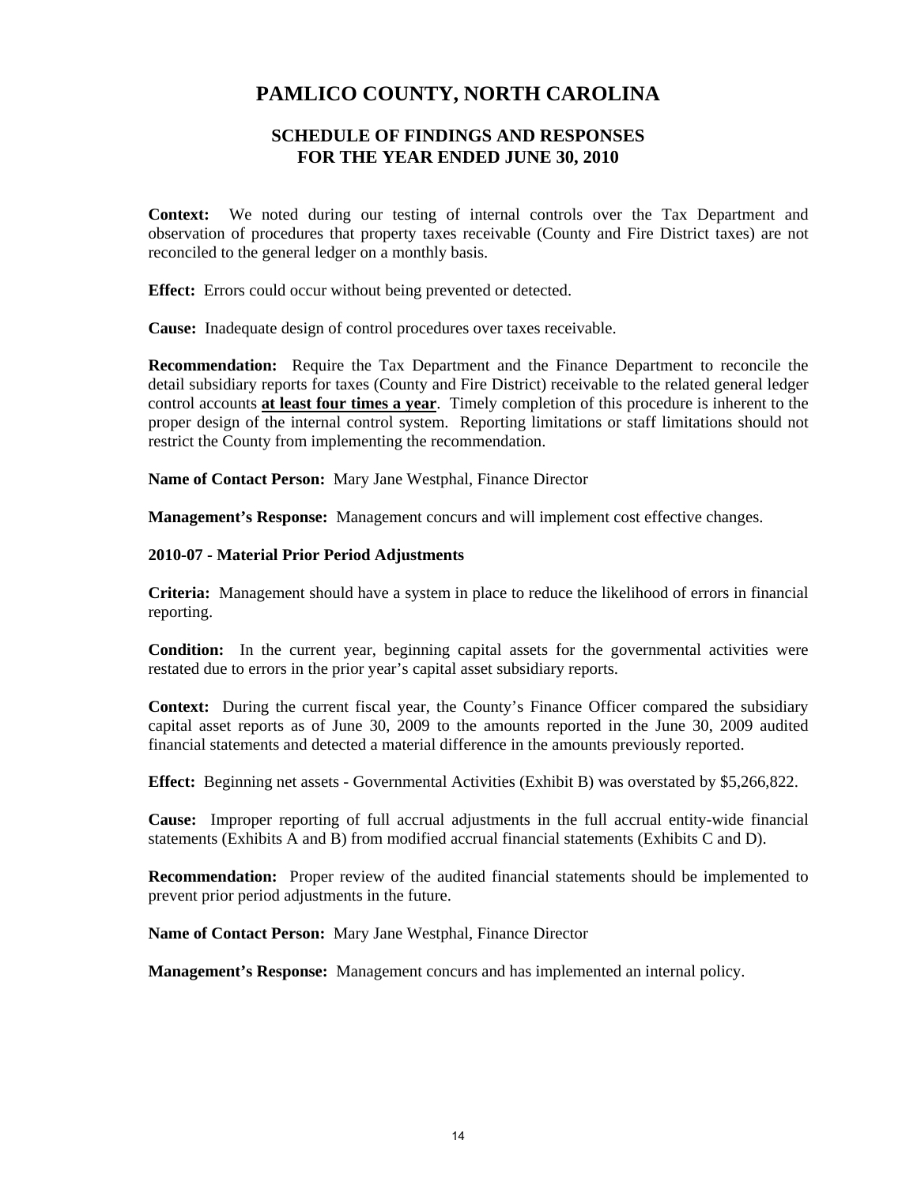# PAMLICO COUNTY, NORTH CAROLINA

## SCHEDULE OF FINDINGS AND RESPONSES
## FOR THE YEAR ENDED JUNE 30, 2010

**Context:** We noted during our testing of internal controls over the Tax Department and observation of procedures that property taxes receivable (County and Fire District taxes) are not reconciled to the general ledger on a monthly basis.

**Effect:** Errors could occur without being prevented or detected.

**Cause:** Inadequate design of control procedures over taxes receivable.

**Recommendation:** Require the Tax Department and the Finance Department to reconcile the detail subsidiary reports for taxes (County and Fire District) receivable to the related general ledger control accounts **at least four times a year**. Timely completion of this procedure is inherent to the proper design of the internal control system. Reporting limitations or staff limitations should not restrict the County from implementing the recommendation.

**Name of Contact Person:** Mary Jane Westphal, Finance Director

**Management's Response:** Management concurs and will implement cost effective changes.

**2010-07 - Material Prior Period Adjustments**

**Criteria:** Management should have a system in place to reduce the likelihood of errors in financial reporting.

**Condition:** In the current year, beginning capital assets for the governmental activities were restated due to errors in the prior year's capital asset subsidiary reports.

**Context:** During the current fiscal year, the County's Finance Officer compared the subsidiary capital asset reports as of June 30, 2009 to the amounts reported in the June 30, 2009 audited financial statements and detected a material difference in the amounts previously reported.

**Effect:** Beginning net assets - Governmental Activities (Exhibit B) was overstated by $5,266,822.

**Cause:** Improper reporting of full accrual adjustments in the full accrual entity-wide financial statements (Exhibits A and B) from modified accrual financial statements (Exhibits C and D).

**Recommendation:** Proper review of the audited financial statements should be implemented to prevent prior period adjustments in the future.

**Name of Contact Person:** Mary Jane Westphal, Finance Director

**Management's Response:** Management concurs and has implemented an internal policy.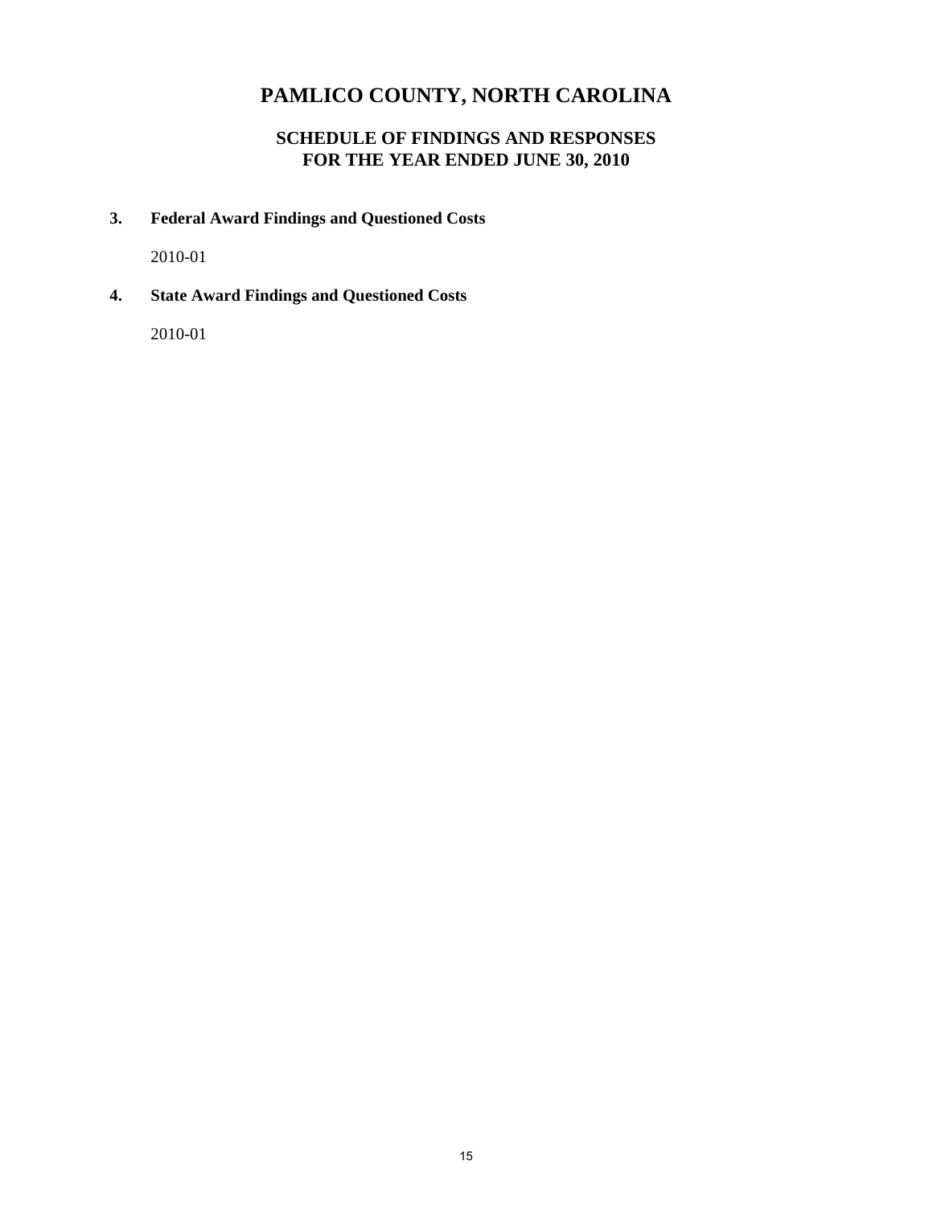# PAMLICO COUNTY, NORTH CAROLINA

## SCHEDULE OF FINDINGS AND RESPONSES
## FOR THE YEAR ENDED JUNE 30, 2010

**3. Federal Award Findings and Questioned Costs**

2010-01

**4. State Award Findings and Questioned Costs**

2010-01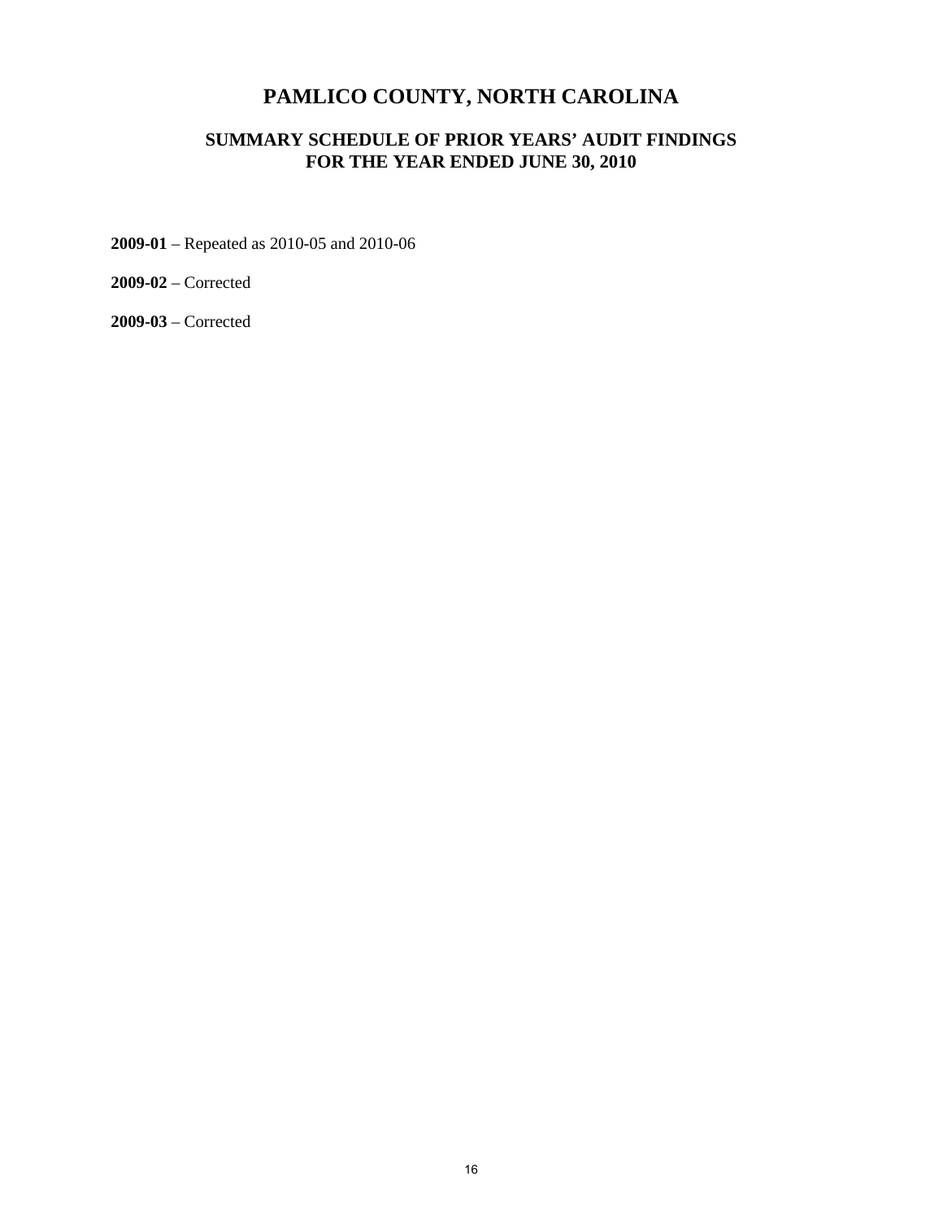# PAMLICO COUNTY, NORTH CAROLINA

## SUMMARY SCHEDULE OF PRIOR YEARS' AUDIT FINDINGS FOR THE YEAR ENDED JUNE 30, 2010

**2009-01** – Repeated as 2010-05 and 2010-06

**2009-02** – Corrected

**2009-03** – Corrected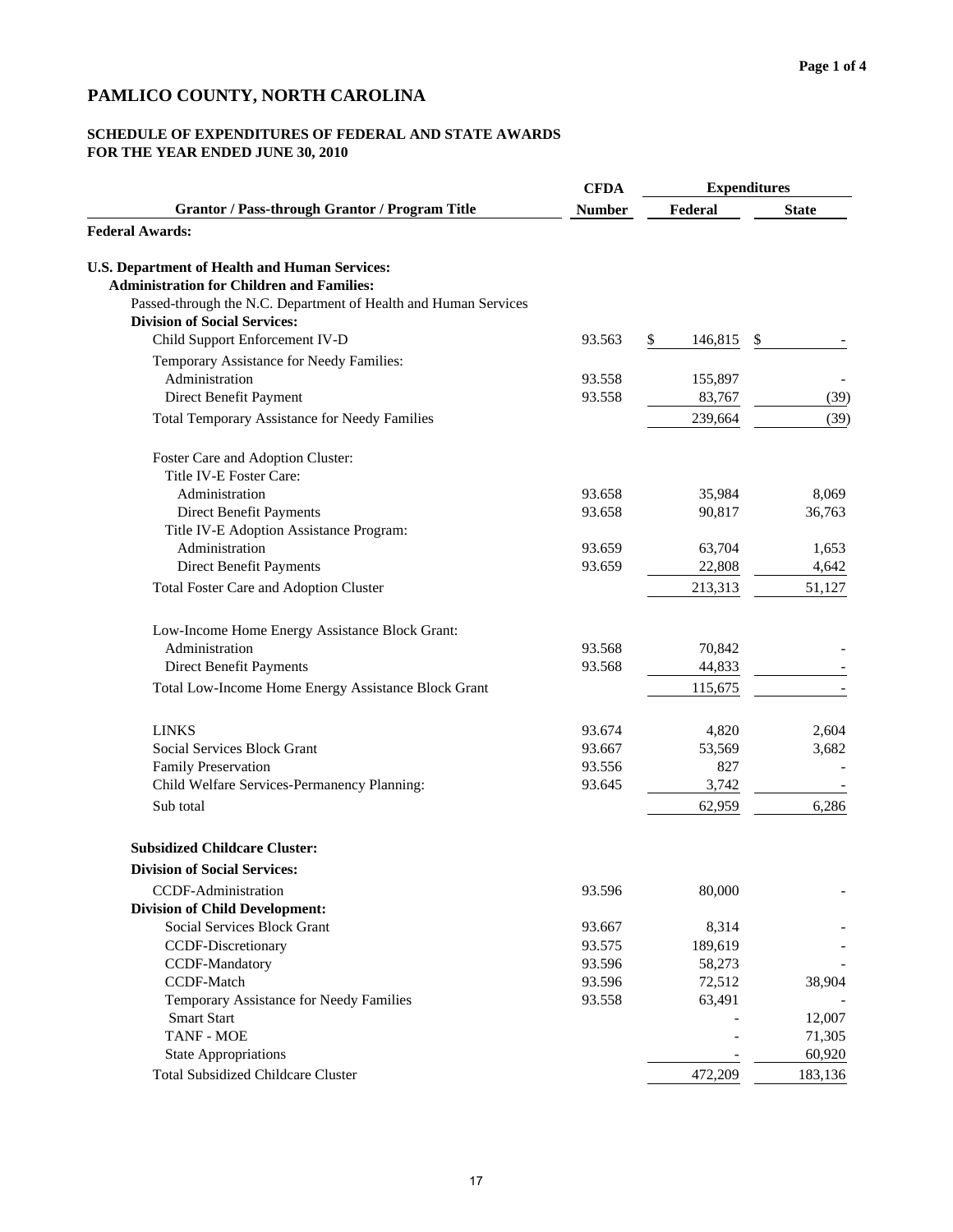# PAMLICO COUNTY, NORTH CAROLINA

## SCHEDULE OF EXPENDITURES OF FEDERAL AND STATE AWARDS FOR THE YEAR ENDED JUNE 30, 2010

| Grantor / Pass-through Grantor / Program Title | CFDA Number | Expenditures Federal | State |
|---|---|---|---|
| **Federal Awards:** | | | |
| | | | |
| **U.S. Department of Health and Human Services:** | | | |
| **Administration for Children and Families:** | | | |
| Passed-through the N.C. Department of Health and Human Services | | | |
| **Division of Social Services:** | | | |
| Child Support Enforcement IV-D | 93.563 | $ 146,815 | $ - |
| Temporary Assistance for Needy Families: | | | |
| Administration | 93.558 | 155,897 | - |
| Direct Benefit Payment | 93.558 | 83,767 | (39) |
| Total Temporary Assistance for Needy Families | | 239,664 | (39) |
| | | | |
| Foster Care and Adoption Cluster: | | | |
| Title IV-E Foster Care: | | | |
| Administration | 93.658 | 35,984 | 8,069 |
| Direct Benefit Payments | 93.658 | 90,817 | 36,763 |
| Title IV-E Adoption Assistance Program: | | | |
| Administration | 93.659 | 63,704 | 1,653 |
| Direct Benefit Payments | 93.659 | 22,808 | 4,642 |
| Total Foster Care and Adoption Cluster | | 213,313 | 51,127 |
| | | | |
| Low-Income Home Energy Assistance Block Grant: | | | |
| Administration | 93.568 | 70,842 | - |
| Direct Benefit Payments | 93.568 | 44,833 | - |
| Total Low-Income Home Energy Assistance Block Grant | | 115,675 | - |
| | | | |
| LINKS | 93.674 | 4,820 | 2,604 |
| Social Services Block Grant | 93.667 | 53,569 | 3,682 |
| Family Preservation | 93.556 | 827 | - |
| Child Welfare Services-Permanency Planning: | 93.645 | 3,742 | - |
| Sub total | | 62,959 | 6,286 |
| | | | |
| **Subsidized Childcare Cluster:** | | | |
| **Division of Social Services:** | | | |
| CCDF-Administration | 93.596 | 80,000 | - |
| **Division of Child Development:** | | | |
| Social Services Block Grant | 93.667 | 8,314 | - |
| CCDF-Discretionary | 93.575 | 189,619 | - |
| CCDF-Mandatory | 93.596 | 58,273 | - |
| CCDF-Match | 93.596 | 72,512 | 38,904 |
| Temporary Assistance for Needy Families | 93.558 | 63,491 | - |
| Smart Start | | - | 12,007 |
| TANF - MOE | | - | 71,305 |
| State Appropriations | | - | 60,920 |
| Total Subsidized Childcare Cluster | | 472,209 | 183,136 |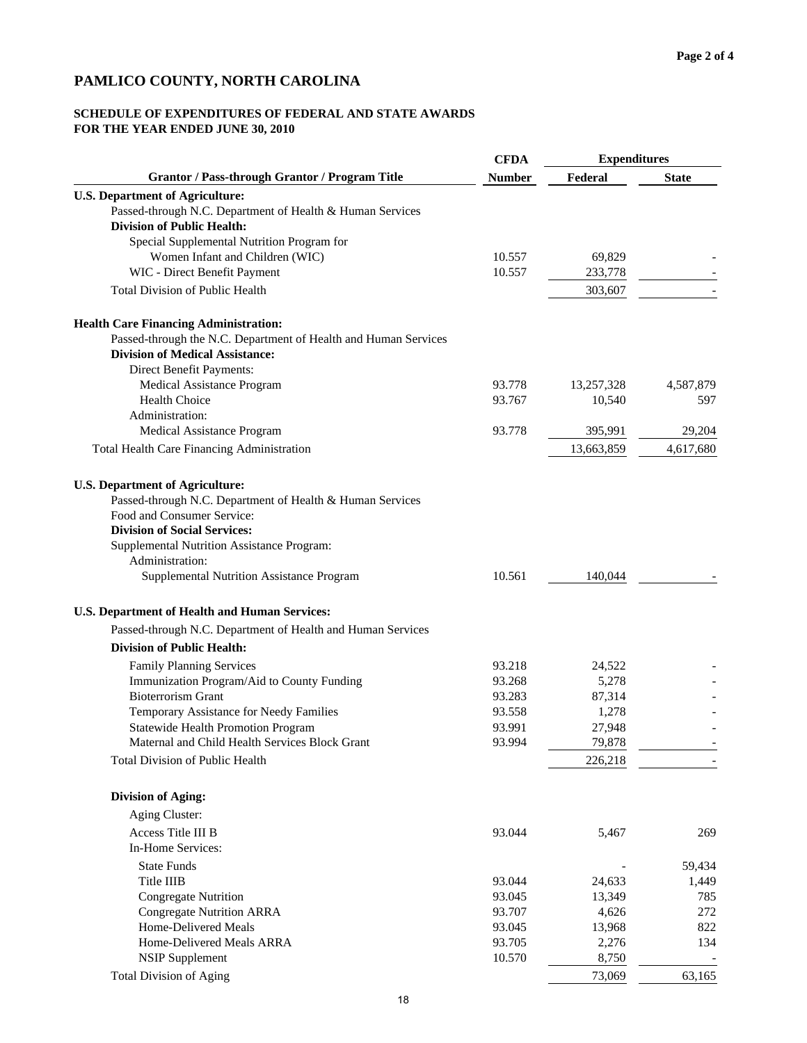# PAMLICO COUNTY, NORTH CAROLINA

## SCHEDULE OF EXPENDITURES OF FEDERAL AND STATE AWARDS
## FOR THE YEAR ENDED JUNE 30, 2010

| Grantor / Pass-through Grantor / Program Title | CFDA Number | Expenditures Federal | State |
|---|---|---|---|
| **U.S. Department of Agriculture:** | | | |
| Passed-through N.C. Department of Health & Human Services | | | |
| **Division of Public Health:** | | | |
| Special Supplemental Nutrition Program for Women Infant and Children (WIC) | 10.557 | 69,829 | - |
| WIC - Direct Benefit Payment | 10.557 | 233,778 | - |
| Total Division of Public Health | | 303,607 | - |
| **Health Care Financing Administration:** | | | |
| Passed-through the N.C. Department of Health and Human Services | | | |
| **Division of Medical Assistance:** | | | |
| Direct Benefit Payments: | | | |
| Medical Assistance Program | 93.778 | 13,257,328 | 4,587,879 |
| Health Choice | 93.767 | 10,540 | 597 |
| Administration: | | | |
| Medical Assistance Program | 93.778 | 395,991 | 29,204 |
| Total Health Care Financing Administration | | 13,663,859 | 4,617,680 |
| **U.S. Department of Agriculture:** | | | |
| Passed-through N.C. Department of Health & Human Services | | | |
| Food and Consumer Service: | | | |
| **Division of Social Services:** | | | |
| Supplemental Nutrition Assistance Program: | | | |
| Administration: | | | |
| Supplemental Nutrition Assistance Program | 10.561 | 140,044 | - |
| **U.S. Department of Health and Human Services:** | | | |
| Passed-through N.C. Department of Health and Human Services | | | |
| **Division of Public Health:** | | | |
| Family Planning Services | 93.218 | 24,522 | - |
| Immunization Program/Aid to County Funding | 93.268 | 5,278 | - |
| Bioterrorism Grant | 93.283 | 87,314 | - |
| Temporary Assistance for Needy Families | 93.558 | 1,278 | - |
| Statewide Health Promotion Program | 93.991 | 27,948 | - |
| Maternal and Child Health Services Block Grant | 93.994 | 79,878 | - |
| Total Division of Public Health | | 226,218 | - |
| **Division of Aging:** | | | |
| Aging Cluster: | | | |
| Access Title III B | 93.044 | 5,467 | 269 |
| In-Home Services: | | | |
| State Funds | | - | 59,434 |
| Title IIIB | 93.044 | 24,633 | 1,449 |
| Congregate Nutrition | 93.045 | 13,349 | 785 |
| Congregate Nutrition ARRA | 93.707 | 4,626 | 272 |
| Home-Delivered Meals | 93.045 | 13,968 | 822 |
| Home-Delivered Meals ARRA | 93.705 | 2,276 | 134 |
| NSIP Supplement | 10.570 | 8,750 | - |
| Total Division of Aging | | 73,069 | 63,165 |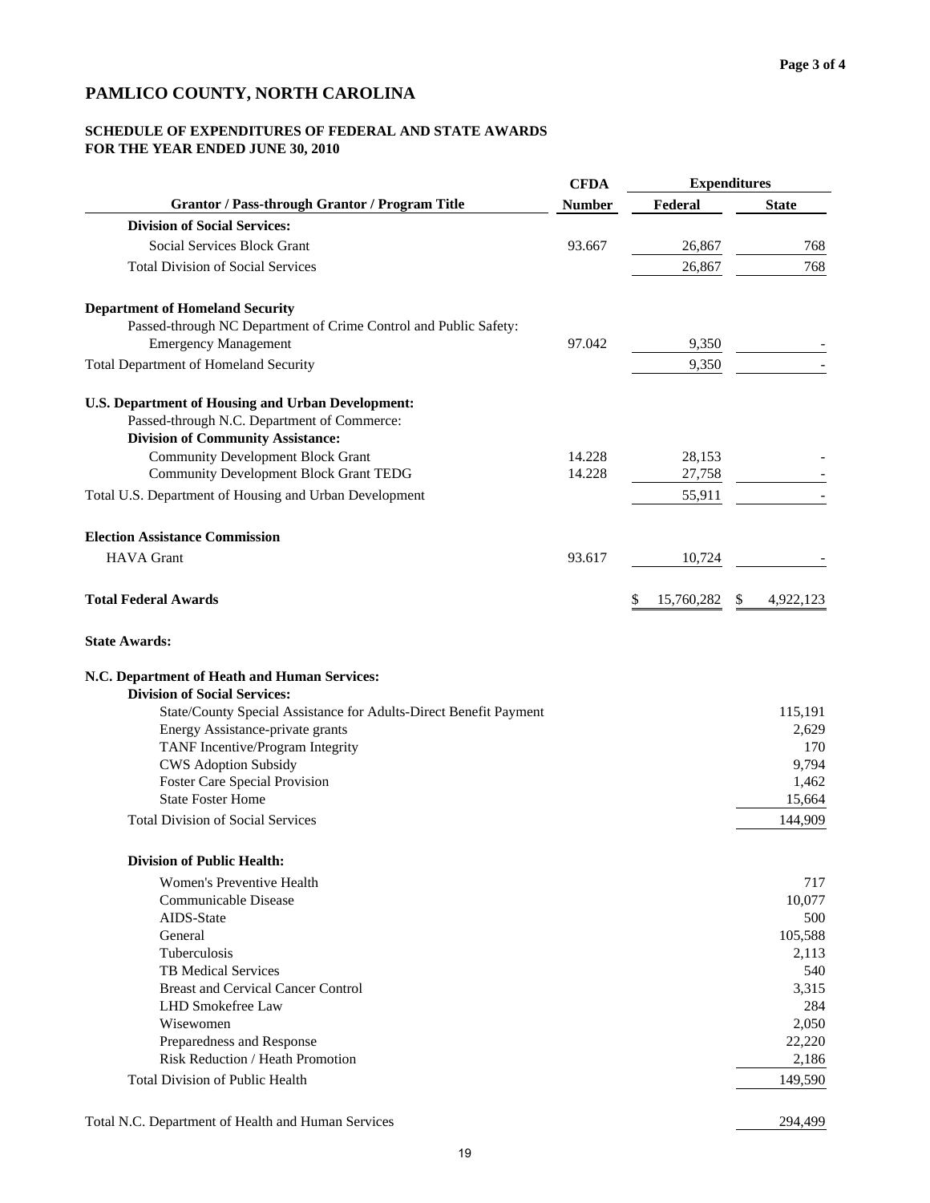# PAMLICO COUNTY, NORTH CAROLINA

## SCHEDULE OF EXPENDITURES OF FEDERAL AND STATE AWARDS
## FOR THE YEAR ENDED JUNE 30, 2010

| Grantor / Pass-through Grantor / Program Title | CFDA Number | Expenditures Federal | Expenditures State |
|---|---|---|---|
| **Division of Social Services:** | | | |
| Social Services Block Grant | 93.667 | 26,867 | 768 |
| Total Division of Social Services | | 26,867 | 768 |
| | | | |
| **Department of Homeland Security** | | | |
| Passed-through NC Department of Crime Control and Public Safety: | | | |
| Emergency Management | 97.042 | 9,350 | - |
| Total Department of Homeland Security | | 9,350 | - |
| | | | |
| **U.S. Department of Housing and Urban Development:** | | | |
| Passed-through N.C. Department of Commerce: | | | |
| **Division of Community Assistance:** | | | |
| Community Development Block Grant | 14.228 | 28,153 | - |
| Community Development Block Grant TEDG | 14.228 | 27,758 | - |
| Total U.S. Department of Housing and Urban Development | | 55,911 | - |
| | | | |
| **Election Assistance Commission** | | | |
| HAVA Grant | 93.617 | 10,724 | - |
| | | | |
| **Total Federal Awards** | | $ 15,760,282 | $ 4,922,123 |
| | | | |
| **State Awards:** | | | |
| | | | |
| **N.C. Department of Heath and Human Services:** | | | |
| **Division of Social Services:** | | | |
| State/County Special Assistance for Adults-Direct Benefit Payment | | | 115,191 |
| Energy Assistance-private grants | | | 2,629 |
| TANF Incentive/Program Integrity | | | 170 |
| CWS Adoption Subsidy | | | 9,794 |
| Foster Care Special Provision | | | 1,462 |
| State Foster Home | | | 15,664 |
| Total Division of Social Services | | | 144,909 |
| | | | |
| **Division of Public Health:** | | | |
| Women's Preventive Health | | | 717 |
| Communicable Disease | | | 10,077 |
| AIDS-State | | | 500 |
| General | | | 105,588 |
| Tuberculosis | | | 2,113 |
| TB Medical Services | | | 540 |
| Breast and Cervical Cancer Control | | | 3,315 |
| LHD Smokefree Law | | | 284 |
| Wisewomen | | | 2,050 |
| Preparedness and Response | | | 22,220 |
| Risk Reduction / Heath Promotion | | | 2,186 |
| Total Division of Public Health | | | 149,590 |
| | | | |
| Total N.C. Department of Health and Human Services | | | 294,499 |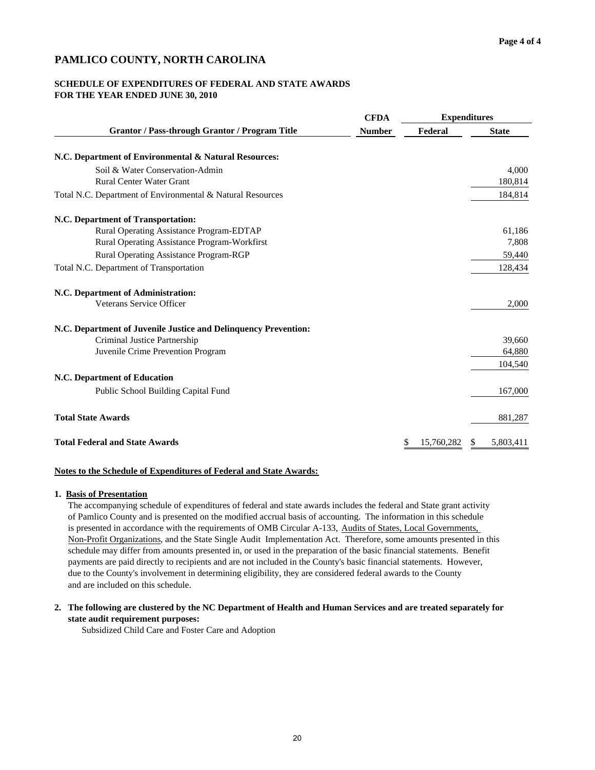## PAMLICO COUNTY, NORTH CAROLINA

### SCHEDULE OF EXPENDITURES OF FEDERAL AND STATE AWARDS
### FOR THE YEAR ENDED JUNE 30, 2010

| Grantor / Pass-through Grantor / Program Title | CFDA Number | Expenditures | |
|---|---|---|---|
| | | Federal | State |
| **N.C. Department of Environmental & Natural Resources:** | | | |
| Soil & Water Conservation-Admin | | | 4,000 |
| Rural Center Water Grant | | | 180,814 |
| Total N.C. Department of Environmental & Natural Resources | | | 184,814 |
| **N.C. Department of Transportation:** | | | |
| Rural Operating Assistance Program-EDTAP | | | 61,186 |
| Rural Operating Assistance Program-Workfirst | | | 7,808 |
| Rural Operating Assistance Program-RGP | | | 59,440 |
| Total N.C. Department of Transportation | | | 128,434 |
| **N.C. Department of Administration:** | | | |
| Veterans Service Officer | | | 2,000 |
| **N.C. Department of Juvenile Justice and Delinquency Prevention:** | | | |
| Criminal Justice Partnership | | | 39,660 |
| Juvenile Crime Prevention Program | | | 64,880 |
| | | | 104,540 |
| **N.C. Department of Education** | | | |
| Public School Building Capital Fund | | | 167,000 |
| **Total State Awards** | | | 881,287 |
| **Total Federal and State Awards** | | $ 15,760,282 | $ 5,803,411 |

**Notes to the Schedule of Expenditures of Federal and State Awards:**

**1. Basis of Presentation**

The accompanying schedule of expenditures of federal and state awards includes the federal and State grant activity of Pamlico County and is presented on the modified accrual basis of accounting. The information in this schedule is presented in accordance with the requirements of OMB Circular A-133, Audits of States, Local Governments, Non-Profit Organizations, and the State Single Audit Implementation Act. Therefore, some amounts presented in this schedule may differ from amounts presented in, or used in the preparation of the basic financial statements. Benefit payments are paid directly to recipients and are not included in the County's basic financial statements. However, due to the County's involvement in determining eligibility, they are considered federal awards to the County and are included on this schedule.

**2. The following are clustered by the NC Department of Health and Human Services and are treated separately for state audit requirement purposes:**

Subsidized Child Care and Foster Care and Adoption